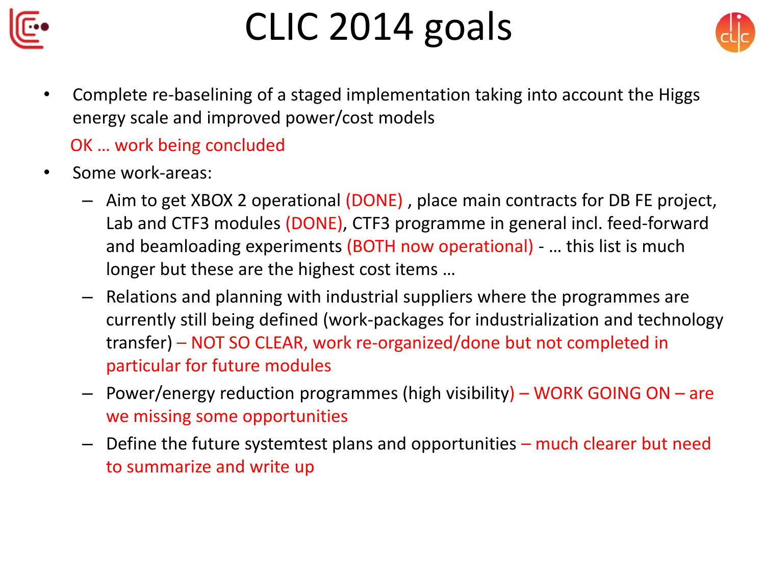# CLIC 2014 goals

- Complete re-baselining of a staged implementation taking into account the Higgs energy scale and improved power/cost models

  OK … work being concluded

- Some work-areas:
  - Aim to get XBOX 2 operational (DONE) , place main contracts for DB FE project, Lab and CTF3 modules (DONE), CTF3 programme in general incl. feed-forward and beamloading experiments (BOTH now operational) - … this list is much longer but these are the highest cost items …
  - Relations and planning with industrial suppliers where the programmes are currently still being defined (work-packages for industrialization and technology transfer) – NOT SO CLEAR, work re-organized/done but not completed in particular for future modules
  - Power/energy reduction programmes (high visibility) – WORK GOING ON – are we missing some opportunities
  - Define the future systemtest plans and opportunities – much clearer but need to summarize and write up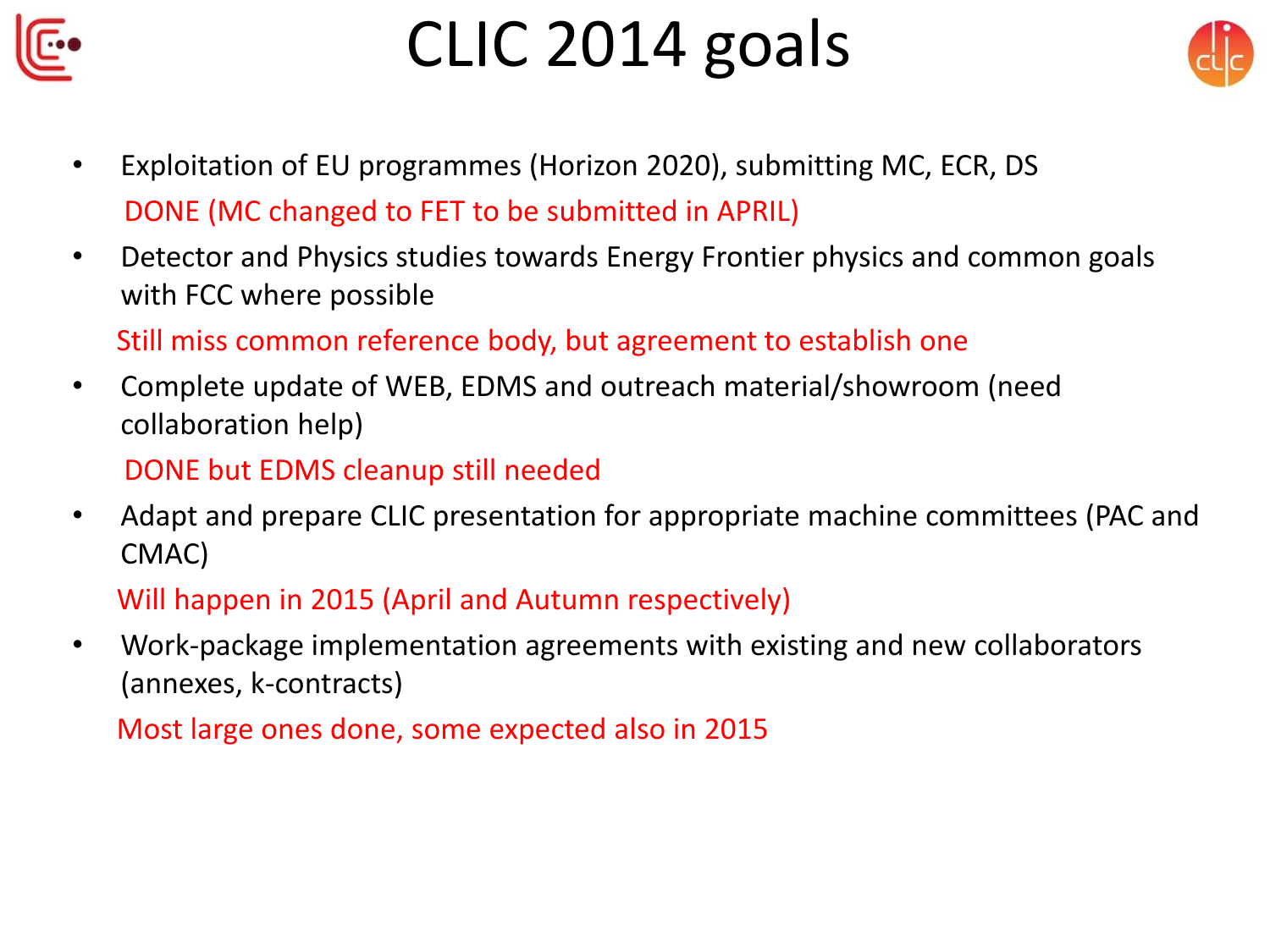# CLIC 2014 goals

- Exploitation of EU programmes (Horizon 2020), submitting MC, ECR, DS

  DONE (MC changed to FET to be submitted in APRIL)

- Detector and Physics studies towards Energy Frontier physics and common goals with FCC where possible

  Still miss common reference body, but agreement to establish one

- Complete update of WEB, EDMS and outreach material/showroom (need collaboration help)

  DONE but EDMS cleanup still needed

- Adapt and prepare CLIC presentation for appropriate machine committees (PAC and CMAC)

  Will happen in 2015 (April and Autumn respectively)

- Work-package implementation agreements with existing and new collaborators (annexes, k-contracts)

  Most large ones done, some expected also in 2015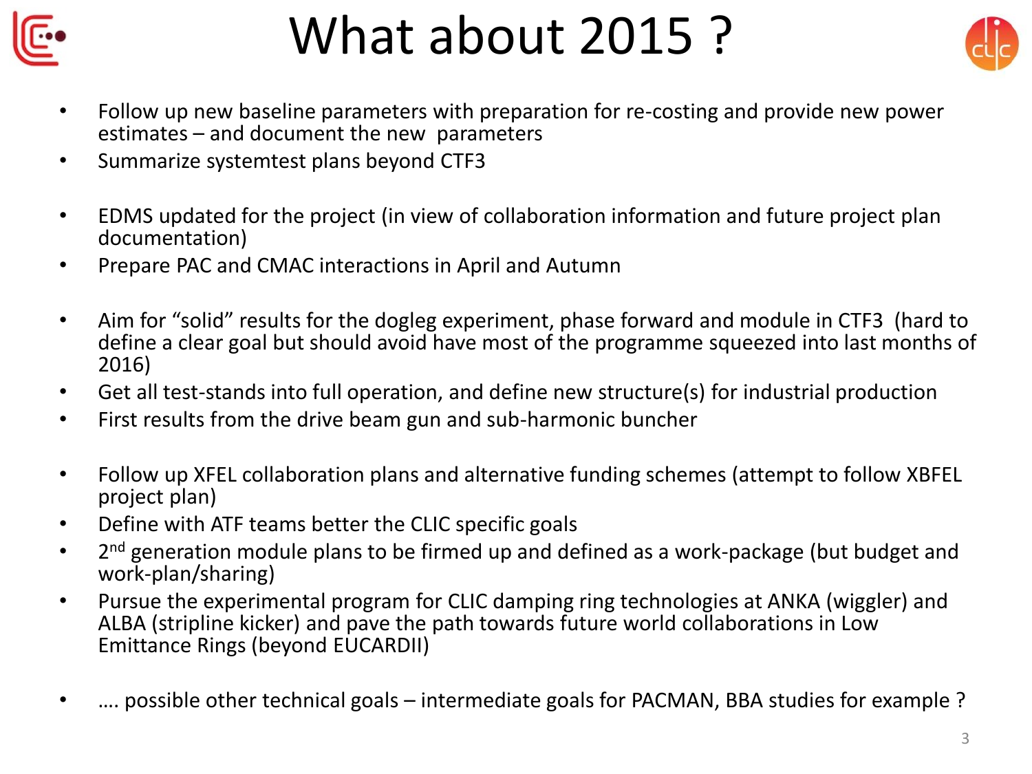# What about 2015 ?

- Follow up new baseline parameters with preparation for re-costing and provide new power estimates – and document the new parameters
- Summarize systemtest plans beyond CTF3

- EDMS updated for the project (in view of collaboration information and future project plan documentation)
- Prepare PAC and CMAC interactions in April and Autumn

- Aim for "solid" results for the dogleg experiment, phase forward and module in CTF3 (hard to define a clear goal but should avoid have most of the programme squeezed into last months of 2016)
- Get all test-stands into full operation, and define new structure(s) for industrial production
- First results from the drive beam gun and sub-harmonic buncher

- Follow up XFEL collaboration plans and alternative funding schemes (attempt to follow XBFEL project plan)
- Define with ATF teams better the CLIC specific goals
- 2nd generation module plans to be firmed up and defined as a work-package (but budget and work-plan/sharing)
- Pursue the experimental program for CLIC damping ring technologies at ANKA (wiggler) and ALBA (stripline kicker) and pave the path towards future world collaborations in Low Emittance Rings (beyond EUCARDII)

- …. possible other technical goals – intermediate goals for PACMAN, BBA studies for example ?